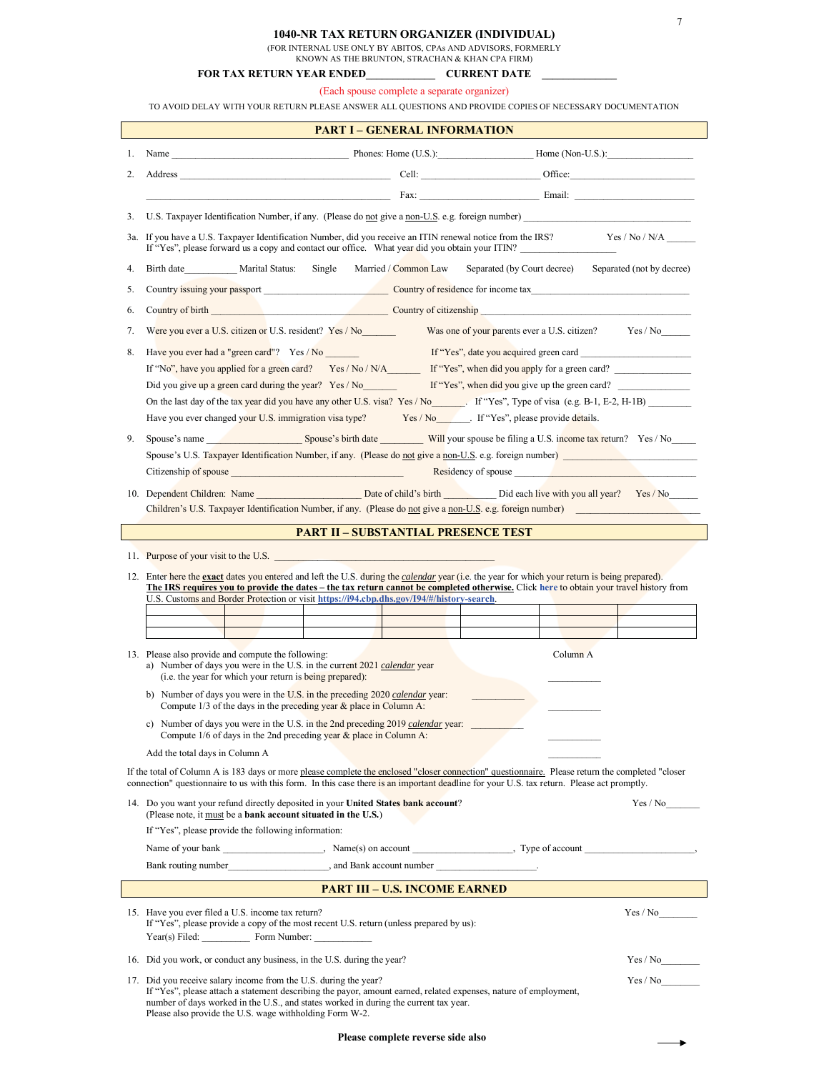# 1040-NR TAX RETURN ORGANIZER (INDIVIDUAL)

(FOR INTERNAL USE ONLY BY ABITOS, CPAs AND ADVISORS, FORMERLY KNOWN AS THE BRUNTON, STRACHAN & KHAN CPA FIRM)

**FOR TAX RETURN YEAR ENDED____________ CURRENT DATE _____________**

(Each spouse complete a separate organizer)

TO AVOID DELAY WITH YOUR RETURN PLEASE ANSWER ALL QUESTIONS AND PROVIDE COPIES OF NECESSARY DOCUMENTATION

## PART I – GENERAL INFORMATION

1. Name ________________________________ Phones: Home (U.S.):_________________ Home (Non-U.S.):________________

2. Address ________________________________________ Cell: _____________________ Office:_______________________

   ________________________________________ Fax: _____________________ Email: _______________________

3. U.S. Taxpayer Identification Number, if any. (Please do not give a non-U.S. e.g. foreign number) _______________________________

3a. If you have a U.S. Taxpayer Identification Number, did you receive an ITIN renewal notice from the IRS? Yes / No / N/A _____
If "Yes", please forward us a copy and contact our office. What year did you obtain your ITIN? _________________

4. Birth date__________ Marital Status: Single Married / Common Law Separated (by Court decree) Separated (not by decree)

5. Country issuing your passport _______________________ Country of residence for income tax_______________________________

6. Country of birth ________________________________ Country of citizenship _____________________________________

7. Were you ever a U.S. citizen or U.S. resident? Yes / No______ Was one of your parents ever a U.S. citizen? Yes / No_____

8. Have you ever had a "green card"? Yes / No _______ If "Yes", date you acquired green card ______________________

   If "No", have you applied for a green card? Yes / No / N/A______ If "Yes", when did you apply for a green card? _____________

   Did you give up a green card during the year? Yes / No_______ If "Yes", when did you give up the green card? _____________

   On the last day of the tax year did you have any other U.S. visa? Yes / No______. If "Yes", Type of visa (e.g. B-1, E-2, H-1B) ________

   Have you ever changed your U.S. immigration visa type? Yes / No______. If "Yes", please provide details.

9. Spouse's name __________________ Spouse's birth date ________ Will your spouse be filing a U.S. income tax return? Yes / No_____

   Spouse's U.S. Taxpayer Identification Number, if any. (Please do not give a non-U.S. e.g. foreign number) ______________________

   Citizenship of spouse ______________________________ Residency of spouse ______________________________________

10. Dependent Children: Name _____________________ Date of child's birth __________ Did each live with you all year? Yes / No_____

    Children's U.S. Taxpayer Identification Number, if any. (Please do not give a non-U.S. e.g. foreign number) ______________________

## PART II – SUBSTANTIAL PRESENCE TEST

11. Purpose of your visit to the U.S. __________________________________________

12. Enter here the **exact** dates you entered and left the U.S. during the *calendar* year (i.e. the year for which your return is being prepared). **The IRS requires you to provide the dates – the tax return cannot be completed otherwise.** Click here to obtain your travel history from U.S. Customs and Border Protection or visit **https://i94.cbp.dhs.gov/I94/#/history-search**.

| | | | | | | |
|---|---|---|---|---|---|---|
| | | | | | | |
| | | | | | | |

13. Please also provide and compute the following: Column A
    a) Number of days you were in the U.S. in the current 2021 *calendar* year (i.e. the year for which your return is being prepared): __________
    b) Number of days you were in the U.S. in the preceding 2020 *calendar* year: __________ Compute 1/3 of the days in the preceding year & place in Column A: __________
    c) Number of days you were in the U.S. in the 2nd preceding 2019 *calendar* year: __________ Compute 1/6 of days in the 2nd preceding year & place in Column A: __________

    Add the total days in Column A __________

If the total of Column A is 183 days or more please complete the enclosed "closer connection" questionnaire. Please return the completed "closer connection" questionnaire to us with this form. In this case there is an important deadline for your U.S. tax return. Please act promptly.

14. Do you want your refund directly deposited in your **United States bank account**? Yes / No______
(Please note, it must be a **bank account situated in the U.S.**)

    If "Yes", please provide the following information:

    Name of your bank ___________________, Name(s) on account ___________________, Type of account _____________________,

    Bank routing number____________________, and Bank account number ____________________.

## PART III – U.S. INCOME EARNED

15. Have you ever filed a U.S. income tax return? Yes / No_______
If "Yes", please provide a copy of the most recent U.S. return (unless prepared by us):
Year(s) Filed: _________ Form Number: ___________

16. Did you work, or conduct any business, in the U.S. during the year? Yes / No_______

17. Did you receive salary income from the U.S. during the year? Yes / No_______
If "Yes", please attach a statement describing the payor, amount earned, related expenses, nature of employment, number of days worked in the U.S., and states worked in during the current tax year.
Please also provide the U.S. wage withholding Form W-2.

**Please complete reverse side also** →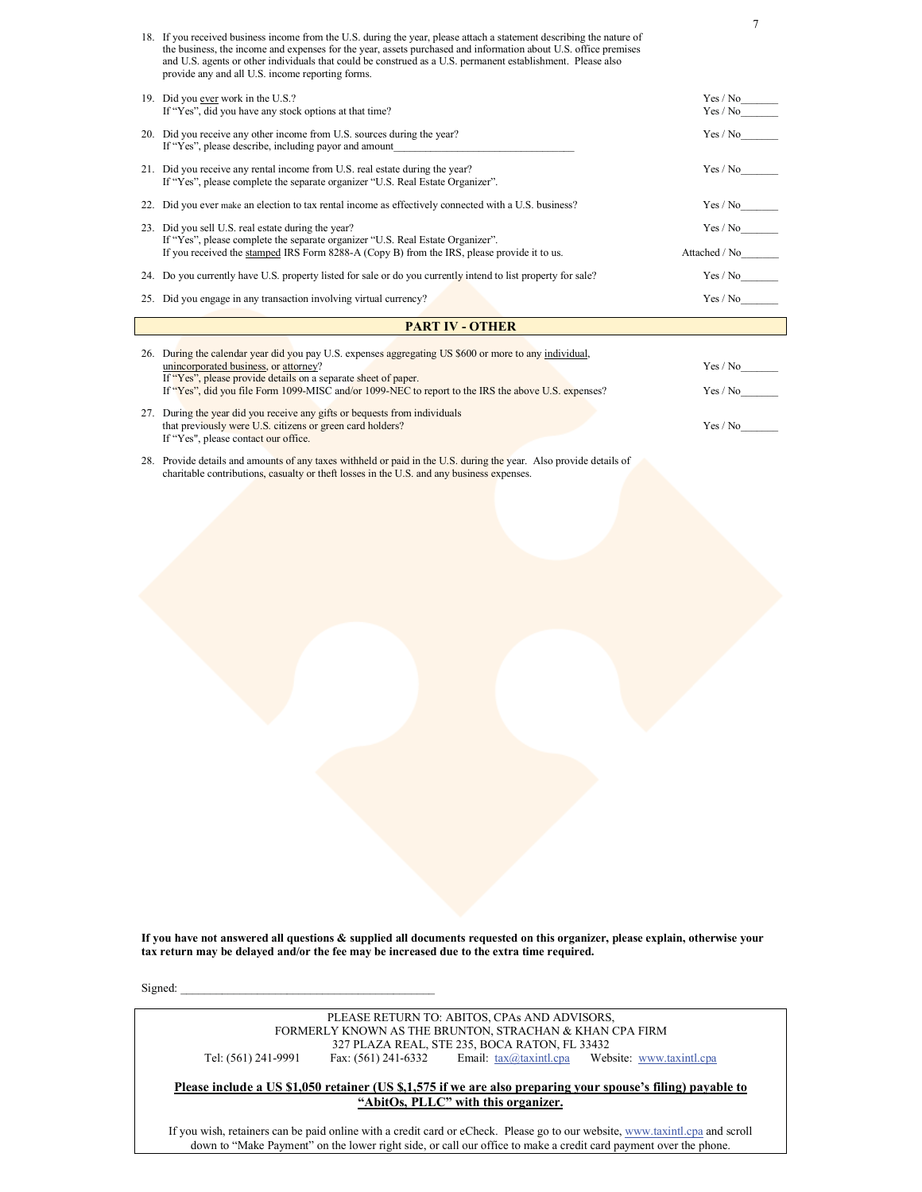18. If you received business income from the U.S. during the year, please attach a statement describing the nature of the business, the income and expenses for the year, assets purchased and information about U.S. office premises and U.S. agents or other individuals that could be construed as a U.S. permanent establishment. Please also provide any and all U.S. income reporting forms.

19. Did you ever work in the U.S.? Yes / No_______
    If "Yes", did you have any stock options at that time? Yes / No_______

20. Did you receive any other income from U.S. sources during the year? Yes / No_______
    If "Yes", please describe, including payor and amount_________________________________

21. Did you receive any rental income from U.S. real estate during the year? Yes / No_______
    If "Yes", please complete the separate organizer "U.S. Real Estate Organizer".

22. Did you ever make an election to tax rental income as effectively connected with a U.S. business? Yes / No_______

23. Did you sell U.S. real estate during the year? Yes / No_______
    If "Yes", please complete the separate organizer "U.S. Real Estate Organizer".
    If you received the stamped IRS Form 8288-A (Copy B) from the IRS, please provide it to us. Attached / No_______

24. Do you currently have U.S. property listed for sale or do you currently intend to list property for sale? Yes / No_______

25. Did you engage in any transaction involving virtual currency? Yes / No_______

## PART IV - OTHER

26. During the calendar year did you pay U.S. expenses aggregating US $600 or more to any individual, unincorporated business, or attorney? Yes / No_______
    If "Yes", please provide details on a separate sheet of paper.
    If "Yes", did you file Form 1099-MISC and/or 1099-NEC to report to the IRS the above U.S. expenses? Yes / No_______

27. During the year did you receive any gifts or bequests from individuals that previously were U.S. citizens or green card holders? Yes / No_______
    If "Yes", please contact our office.

28. Provide details and amounts of any taxes withheld or paid in the U.S. during the year. Also provide details of charitable contributions, casualty or theft losses in the U.S. and any business expenses.

**If you have not answered all questions & supplied all documents requested on this organizer, please explain, otherwise your tax return may be delayed and/or the fee may be increased due to the extra time required.**

Signed: ___________________________________________

PLEASE RETURN TO: ABITOS, CPAs AND ADVISORS,
FORMERLY KNOWN AS THE BRUNTON, STRACHAN & KHAN CPA FIRM
327 PLAZA REAL, STE 235, BOCA RATON, FL 33432
Tel: (561) 241-9991 Fax: (561) 241-6332 Email: tax@taxintl.cpa Website: www.taxintl.cpa

**Please include a US $1,050 retainer (US $,1,575 if we are also preparing your spouse's filing) payable to "AbitOs, PLLC" with this organizer.**

If you wish, retainers can be paid online with a credit card or eCheck. Please go to our website, www.taxintl.cpa and scroll down to "Make Payment" on the lower right side, or call our office to make a credit card payment over the phone.